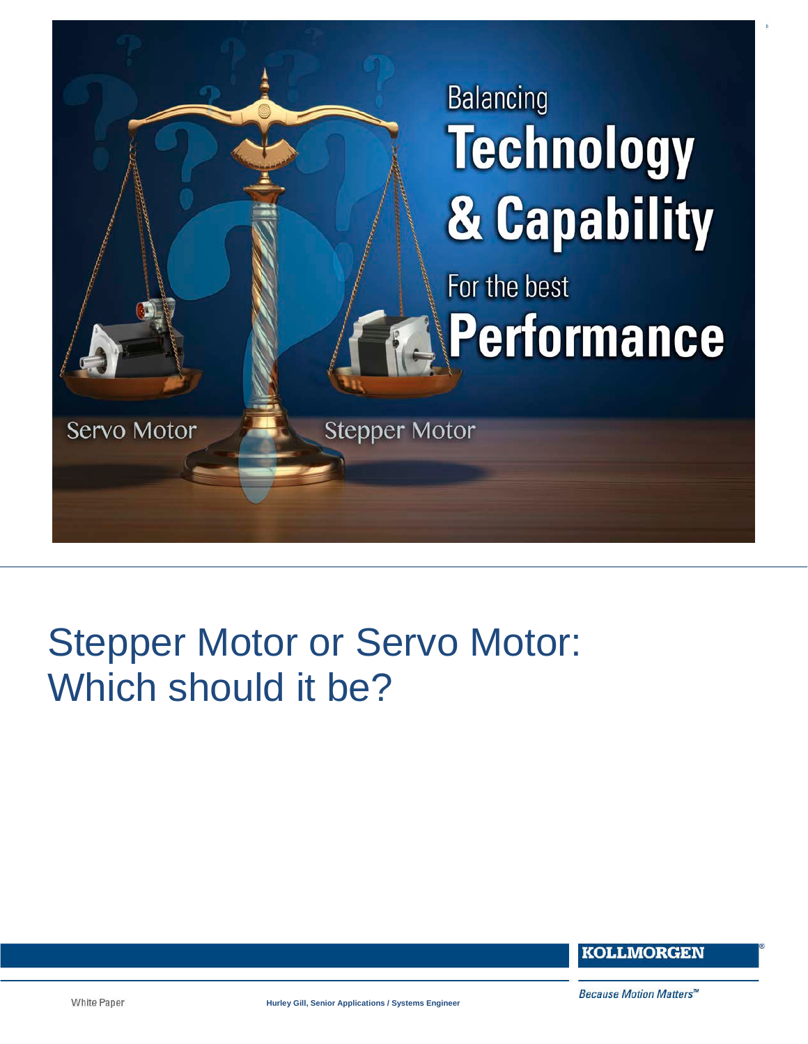Balancing

**Technology & Capability**

For the best

**Performance**

Servo Motor

Stepper Motor

# Stepper Motor or Servo Motor: Which should it be?

**KOLLMORGEN**

*Because Motion Matters™*

White Paper

**Hurley Gill, Senior Applications / Systems Engineer**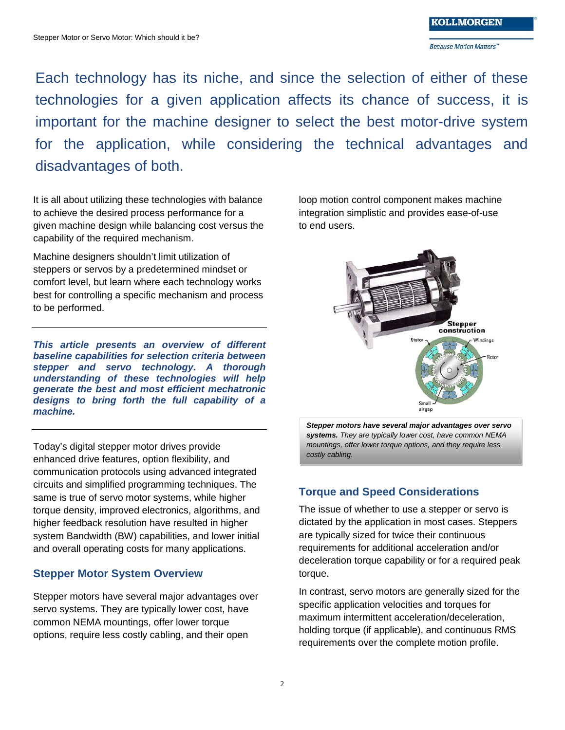Each technology has its niche, and since the selection of either of these technologies for a given application affects its chance of success, it is important for the machine designer to select the best motor-drive system for the application, while considering the technical advantages and disadvantages of both.

It is all about utilizing these technologies with balance to achieve the desired process performance for a given machine design while balancing cost versus the capability of the required mechanism.

Machine designers shouldn't limit utilization of steppers or servos by a predetermined mindset or comfort level, but learn where each technology works best for controlling a specific mechanism and process to be performed.

***This article presents an overview of different baseline capabilities for selection criteria between stepper and servo technology. A thorough understanding of these technologies will help generate the best and most efficient mechatronic designs to bring forth the full capability of a machine.***

Today's digital stepper motor drives provide enhanced drive features, option flexibility, and communication protocols using advanced integrated circuits and simplified programming techniques. The same is true of servo motor systems, while higher torque density, improved electronics, algorithms, and higher feedback resolution have resulted in higher system Bandwidth (BW) capabilities, and lower initial and overall operating costs for many applications.

## Stepper Motor System Overview

Stepper motors have several major advantages over servo systems. They are typically lower cost, have common NEMA mountings, offer lower torque options, require less costly cabling, and their open loop motion control component makes machine integration simplistic and provides ease-of-use to end users.

***Stepper motors have several major advantages over servo systems.*** *They are typically lower cost, have common NEMA mountings, offer lower torque options, and they require less costly cabling.*

## Torque and Speed Considerations

The issue of whether to use a stepper or servo is dictated by the application in most cases. Steppers are typically sized for twice their continuous requirements for additional acceleration and/or deceleration torque capability or for a required peak torque.

In contrast, servo motors are generally sized for the specific application velocities and torques for maximum intermittent acceleration/deceleration, holding torque (if applicable), and continuous RMS requirements over the complete motion profile.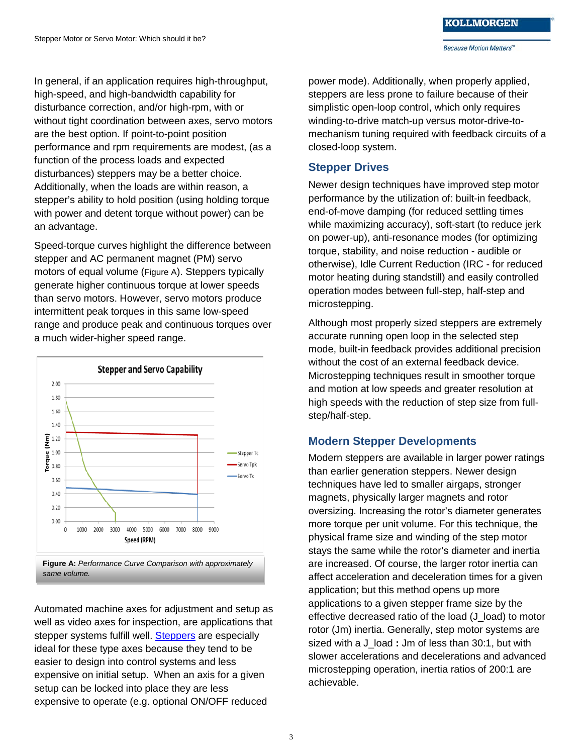In general, if an application requires high-throughput, high-speed, and high-bandwidth capability for disturbance correction, and/or high-rpm, with or without tight coordination between axes, servo motors are the best option. If point-to-point position performance and rpm requirements are modest, (as a function of the process loads and expected disturbances) steppers may be a better choice. Additionally, when the loads are within reason, a stepper's ability to hold position (using holding torque with power and detent torque without power) can be an advantage.

Speed-torque curves highlight the difference between stepper and AC permanent magnet (PM) servo motors of equal volume (Figure A). Steppers typically generate higher continuous torque at lower speeds than servo motors. However, servo motors produce intermittent peak torques in this same low-speed range and produce peak and continuous torques over a much wider-higher speed range.

**Figure A:** *Performance Curve Comparison with approximately same volume.*

Automated machine axes for adjustment and setup as well as video axes for inspection, are applications that stepper systems fulfill well. Steppers are especially ideal for these type axes because they tend to be easier to design into control systems and less expensive on initial setup. When an axis for a given setup can be locked into place they are less expensive to operate (e.g. optional ON/OFF reduced power mode). Additionally, when properly applied, steppers are less prone to failure because of their simplistic open-loop control, which only requires winding-to-drive match-up versus motor-drive-to-mechanism tuning required with feedback circuits of a closed-loop system.

## Stepper Drives

Newer design techniques have improved step motor performance by the utilization of: built-in feedback, end-of-move damping (for reduced settling times while maximizing accuracy), soft-start (to reduce jerk on power-up), anti-resonance modes (for optimizing torque, stability, and noise reduction - audible or otherwise), Idle Current Reduction (IRC - for reduced motor heating during standstill) and easily controlled operation modes between full-step, half-step and microstepping.

Although most properly sized steppers are extremely accurate running open loop in the selected step mode, built-in feedback provides additional precision without the cost of an external feedback device. Microstepping techniques result in smoother torque and motion at low speeds and greater resolution at high speeds with the reduction of step size from full-step/half-step.

## Modern Stepper Developments

Modern steppers are available in larger power ratings than earlier generation steppers. Newer design techniques have led to smaller airgaps, stronger magnets, physically larger magnets and rotor oversizing. Increasing the rotor's diameter generates more torque per unit volume. For this technique, the physical frame size and winding of the step motor stays the same while the rotor's diameter and inertia are increased. Of course, the larger rotor inertia can affect acceleration and deceleration times for a given application; but this method opens up more applications to a given stepper frame size by the effective decreased ratio of the load (J_load) to motor rotor (Jm) inertia. Generally, step motor systems are sized with a J_load **:** Jm of less than 30:1, but with slower accelerations and decelerations and advanced microstepping operation, inertia ratios of 200:1 are achievable.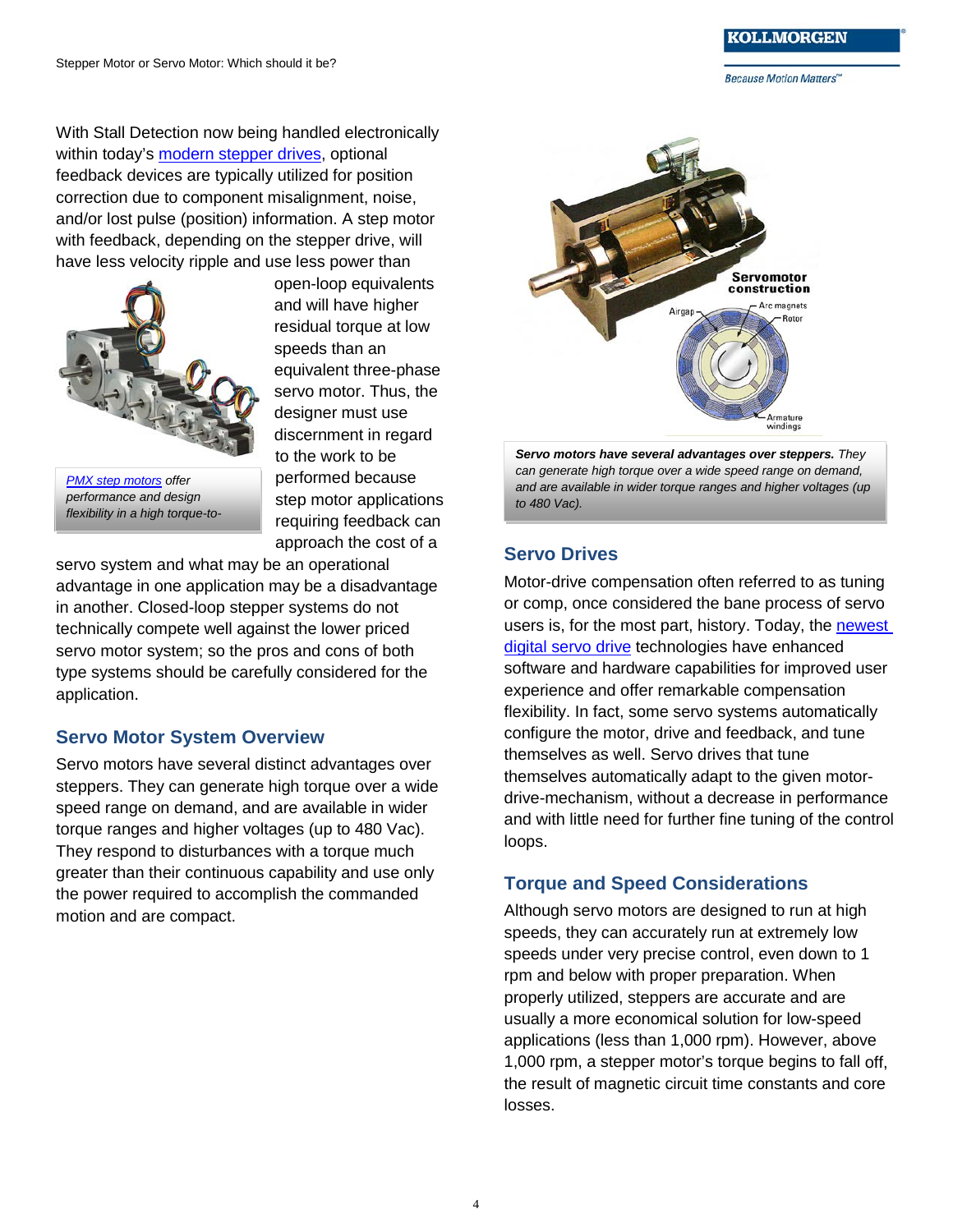With Stall Detection now being handled electronically within today's modern stepper drives, optional feedback devices are typically utilized for position correction due to component misalignment, noise, and/or lost pulse (position) information. A step motor with feedback, depending on the stepper drive, will have less velocity ripple and use less power than open-loop equivalents and will have higher residual torque at low speeds than an equivalent three-phase servo motor. Thus, the designer must use discernment in regard to the work to be performed because step motor applications requiring feedback can approach the cost of a servo system and what may be an operational advantage in one application may be a disadvantage in another. Closed-loop stepper systems do not technically compete well against the lower priced servo motor system; so the pros and cons of both type systems should be carefully considered for the application.

*PMX step motors offer performance and design flexibility in a high torque-to-*

## Servo Motor System Overview

Servo motors have several distinct advantages over steppers. They can generate high torque over a wide speed range on demand, and are available in wider torque ranges and higher voltages (up to 480 Vac). They respond to disturbances with a torque much greater than their continuous capability and use only the power required to accomplish the commanded motion and are compact.

***Servo motors have several advantages over steppers.** They can generate high torque over a wide speed range on demand, and are available in wider torque ranges and higher voltages (up to 480 Vac).*

## Servo Drives

Motor-drive compensation often referred to as tuning or comp, once considered the bane process of servo users is, for the most part, history. Today, the newest digital servo drive technologies have enhanced software and hardware capabilities for improved user experience and offer remarkable compensation flexibility. In fact, some servo systems automatically configure the motor, drive and feedback, and tune themselves as well. Servo drives that tune themselves automatically adapt to the given motor-drive-mechanism, without a decrease in performance and with little need for further fine tuning of the control loops.

## Torque and Speed Considerations

Although servo motors are designed to run at high speeds, they can accurately run at extremely low speeds under very precise control, even down to 1 rpm and below with proper preparation. When properly utilized, steppers are accurate and are usually a more economical solution for low-speed applications (less than 1,000 rpm). However, above 1,000 rpm, a stepper motor's torque begins to fall off, the result of magnetic circuit time constants and core losses.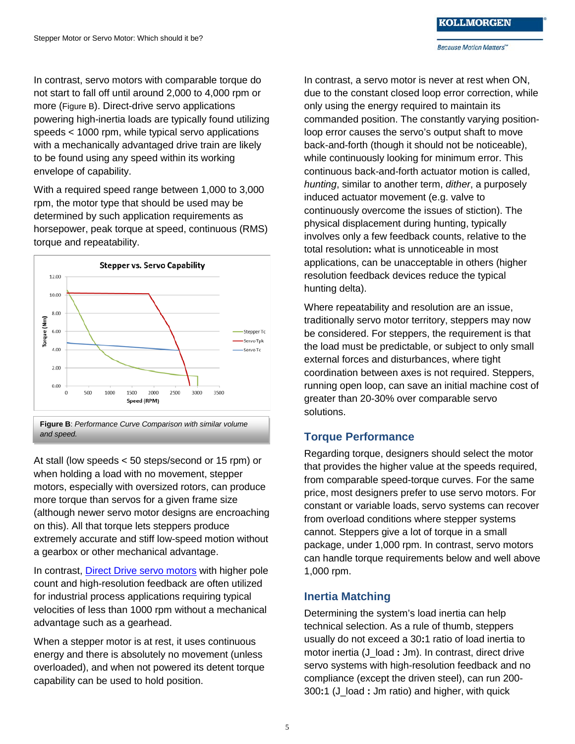In contrast, servo motors with comparable torque do not start to fall off until around 2,000 to 4,000 rpm or more (Figure B). Direct-drive servo applications powering high-inertia loads are typically found utilizing speeds < 1000 rpm, while typical servo applications with a mechanically advantaged drive train are likely to be found using any speed within its working envelope of capability.

With a required speed range between 1,000 to 3,000 rpm, the motor type that should be used may be determined by such application requirements as horsepower, peak torque at speed, continuous (RMS) torque and repeatability.

**Figure B**: *Performance Curve Comparison with similar volume and speed.*

At stall (low speeds < 50 steps/second or 15 rpm) or when holding a load with no movement, stepper motors, especially with oversized rotors, can produce more torque than servos for a given frame size (although newer servo motor designs are encroaching on this). All that torque lets steppers produce extremely accurate and stiff low-speed motion without a gearbox or other mechanical advantage.

In contrast, Direct Drive servo motors with higher pole count and high-resolution feedback are often utilized for industrial process applications requiring typical velocities of less than 1000 rpm without a mechanical advantage such as a gearhead.

When a stepper motor is at rest, it uses continuous energy and there is absolutely no movement (unless overloaded), and when not powered its detent torque capability can be used to hold position.

In contrast, a servo motor is never at rest when ON, due to the constant closed loop error correction, while only using the energy required to maintain its commanded position. The constantly varying position-loop error causes the servo's output shaft to move back-and-forth (though it should not be noticeable), while continuously looking for minimum error. This continuous back-and-forth actuator motion is called, *hunting*, similar to another term, *dither*, a purposely induced actuator movement (e.g. valve to continuously overcome the issues of stiction). The physical displacement during hunting, typically involves only a few feedback counts, relative to the total resolution**:** what is unnoticeable in most applications, can be unacceptable in others (higher resolution feedback devices reduce the typical hunting delta).

Where repeatability and resolution are an issue, traditionally servo motor territory, steppers may now be considered. For steppers, the requirement is that the load must be predictable, or subject to only small external forces and disturbances, where tight coordination between axes is not required. Steppers, running open loop, can save an initial machine cost of greater than 20-30% over comparable servo solutions.

## Torque Performance

Regarding torque, designers should select the motor that provides the higher value at the speeds required, from comparable speed-torque curves. For the same price, most designers prefer to use servo motors. For constant or variable loads, servo systems can recover from overload conditions where stepper systems cannot. Steppers give a lot of torque in a small package, under 1,000 rpm. In contrast, servo motors can handle torque requirements below and well above 1,000 rpm.

## Inertia Matching

Determining the system's load inertia can help technical selection. As a rule of thumb, steppers usually do not exceed a 30**:**1 ratio of load inertia to motor inertia (J_load **:** Jm). In contrast, direct drive servo systems with high-resolution feedback and no compliance (except the driven steel), can run 200-300**:**1 (J_load **:** Jm ratio) and higher, with quick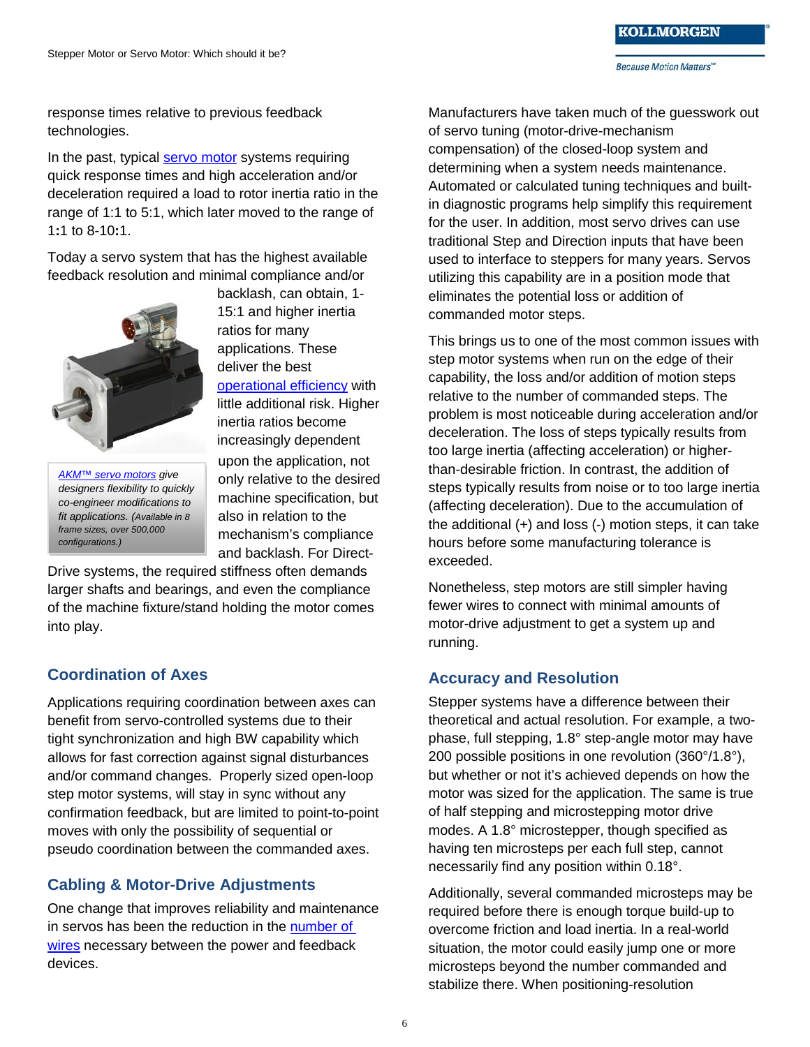response times relative to previous feedback technologies.

In the past, typical servo motor systems requiring quick response times and high acceleration and/or deceleration required a load to rotor inertia ratio in the range of 1:1 to 5:1, which later moved to the range of 1:1 to 8-10:1.

Today a servo system that has the highest available feedback resolution and minimal compliance and/or backlash, can obtain, 1-15:1 and higher inertia ratios for many applications. These deliver the best operational efficiency with little additional risk. Higher inertia ratios become increasingly dependent upon the application, not only relative to the desired machine specification, but also in relation to the mechanism's compliance and backlash. For Direct-Drive systems, the required stiffness often demands larger shafts and bearings, and even the compliance of the machine fixture/stand holding the motor comes into play.

*AKM™ servo motors give designers flexibility to quickly co-engineer modifications to fit applications. (Available in 8 frame sizes, over 500,000 configurations.)*

## Coordination of Axes

Applications requiring coordination between axes can benefit from servo-controlled systems due to their tight synchronization and high BW capability which allows for fast correction against signal disturbances and/or command changes. Properly sized open-loop step motor systems, will stay in sync without any confirmation feedback, but are limited to point-to-point moves with only the possibility of sequential or pseudo coordination between the commanded axes.

## Cabling & Motor-Drive Adjustments

One change that improves reliability and maintenance in servos has been the reduction in the number of wires necessary between the power and feedback devices.

Manufacturers have taken much of the guesswork out of servo tuning (motor-drive-mechanism compensation) of the closed-loop system and determining when a system needs maintenance. Automated or calculated tuning techniques and built-in diagnostic programs help simplify this requirement for the user. In addition, most servo drives can use traditional Step and Direction inputs that have been used to interface to steppers for many years. Servos utilizing this capability are in a position mode that eliminates the potential loss or addition of commanded motor steps.

This brings us to one of the most common issues with step motor systems when run on the edge of their capability, the loss and/or addition of motion steps relative to the number of commanded steps. The problem is most noticeable during acceleration and/or deceleration. The loss of steps typically results from too large inertia (affecting acceleration) or higher-than-desirable friction. In contrast, the addition of steps typically results from noise or to too large inertia (affecting deceleration). Due to the accumulation of the additional (+) and loss (-) motion steps, it can take hours before some manufacturing tolerance is exceeded.

Nonetheless, step motors are still simpler having fewer wires to connect with minimal amounts of motor-drive adjustment to get a system up and running.

## Accuracy and Resolution

Stepper systems have a difference between their theoretical and actual resolution. For example, a two-phase, full stepping, 1.8° step-angle motor may have 200 possible positions in one revolution (360°/1.8°), but whether or not it's achieved depends on how the motor was sized for the application. The same is true of half stepping and microstepping motor drive modes. A 1.8° microstepper, though specified as having ten microsteps per each full step, cannot necessarily find any position within 0.18°.

Additionally, several commanded microsteps may be required before there is enough torque build-up to overcome friction and load inertia. In a real-world situation, the motor could easily jump one or more microsteps beyond the number commanded and stabilize there. When positioning-resolution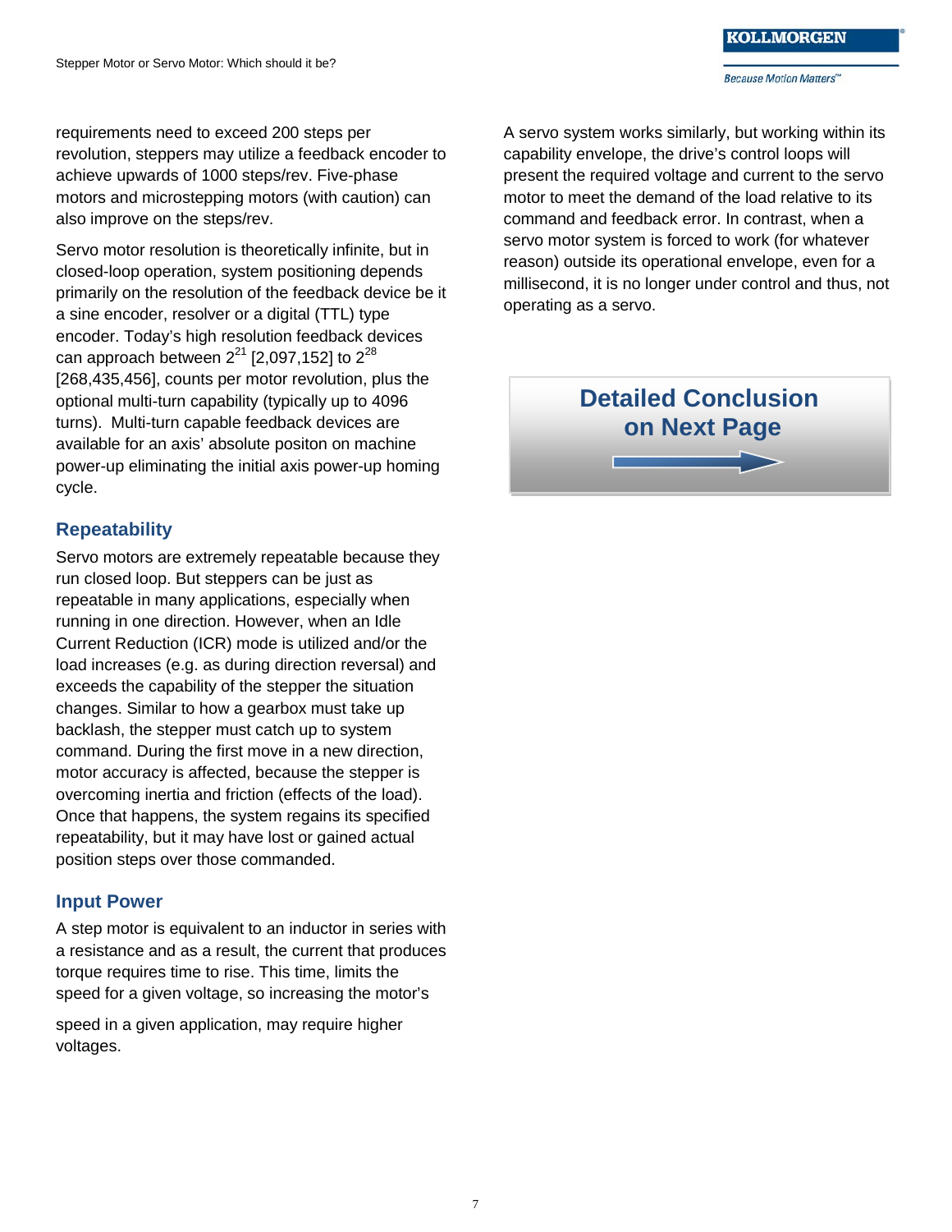requirements need to exceed 200 steps per revolution, steppers may utilize a feedback encoder to achieve upwards of 1000 steps/rev. Five-phase motors and microstepping motors (with caution) can also improve on the steps/rev.

Servo motor resolution is theoretically infinite, but in closed-loop operation, system positioning depends primarily on the resolution of the feedback device be it a sine encoder, resolver or a digital (TTL) type encoder. Today's high resolution feedback devices can approach between $2^{21}$ [2,097,152] to $2^{28}$ [268,435,456], counts per motor revolution, plus the optional multi-turn capability (typically up to 4096 turns). Multi-turn capable feedback devices are available for an axis' absolute positon on machine power-up eliminating the initial axis power-up homing cycle.

## Repeatability

Servo motors are extremely repeatable because they run closed loop. But steppers can be just as repeatable in many applications, especially when running in one direction. However, when an Idle Current Reduction (ICR) mode is utilized and/or the load increases (e.g. as during direction reversal) and exceeds the capability of the stepper the situation changes. Similar to how a gearbox must take up backlash, the stepper must catch up to system command. During the first move in a new direction, motor accuracy is affected, because the stepper is overcoming inertia and friction (effects of the load). Once that happens, the system regains its specified repeatability, but it may have lost or gained actual position steps over those commanded.

## Input Power

A step motor is equivalent to an inductor in series with a resistance and as a result, the current that produces torque requires time to rise. This time, limits the speed for a given voltage, so increasing the motor's speed in a given application, may require higher voltages.

A servo system works similarly, but working within its capability envelope, the drive's control loops will present the required voltage and current to the servo motor to meet the demand of the load relative to its command and feedback error. In contrast, when a servo motor system is forced to work (for whatever reason) outside its operational envelope, even for a millisecond, it is no longer under control and thus, not operating as a servo.

**Detailed Conclusion on Next Page**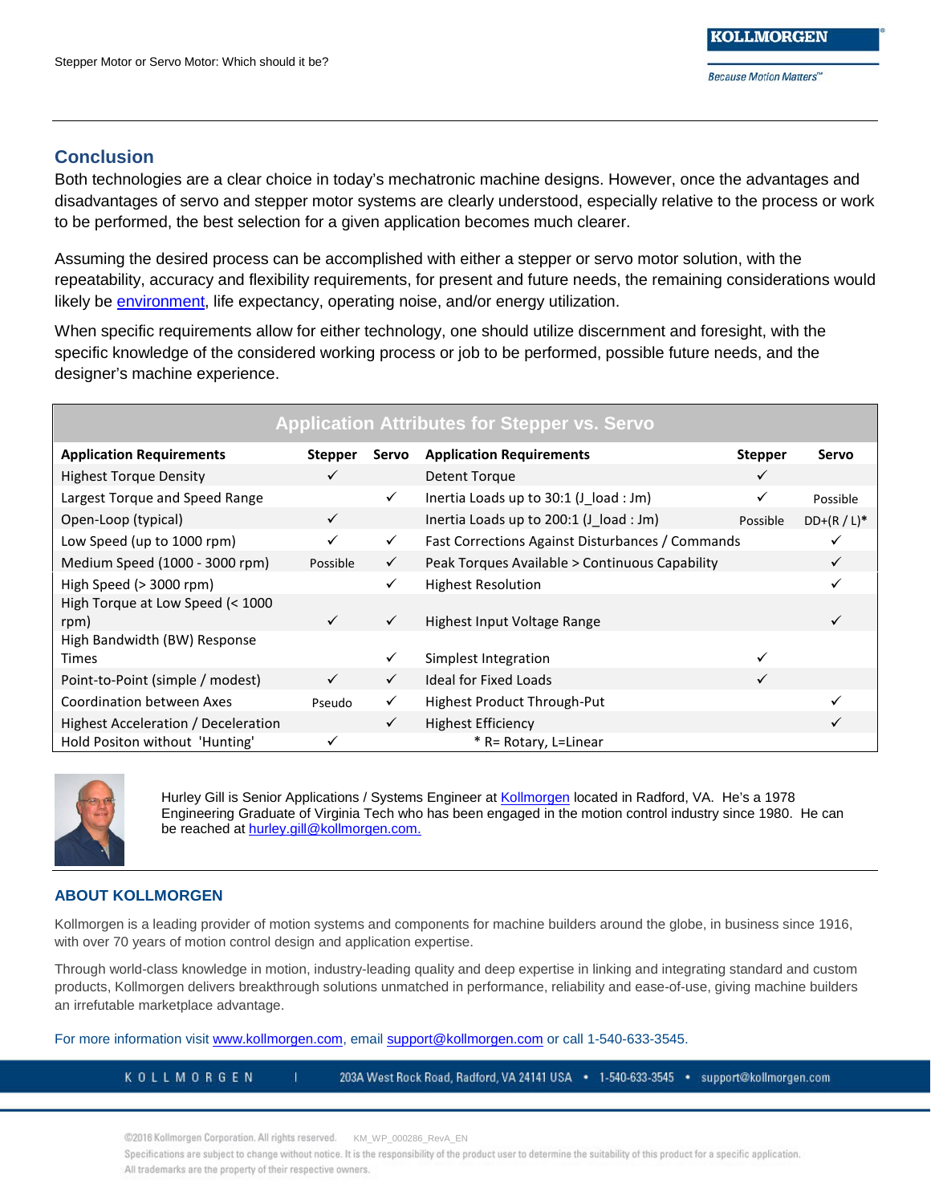## Conclusion

Both technologies are a clear choice in today's mechatronic machine designs. However, once the advantages and disadvantages of servo and stepper motor systems are clearly understood, especially relative to the process or work to be performed, the best selection for a given application becomes much clearer.

Assuming the desired process can be accomplished with either a stepper or servo motor solution, with the repeatability, accuracy and flexibility requirements, for present and future needs, the remaining considerations would likely be environment, life expectancy, operating noise, and/or energy utilization.

When specific requirements allow for either technology, one should utilize discernment and foresight, with the specific knowledge of the considered working process or job to be performed, possible future needs, and the designer's machine experience.

**Application Attributes for Stepper vs. Servo**

| Application Requirements | Stepper | Servo | Application Requirements | Stepper | Servo |
|---|---|---|---|---|---|
| Highest Torque Density | ✓ | | Detent Torque | ✓ | |
| Largest Torque and Speed Range | | ✓ | Inertia Loads up to 30:1 (J_load : Jm) | ✓ | Possible |
| Open-Loop (typical) | ✓ | | Inertia Loads up to 200:1 (J_load : Jm) | Possible | DD+(R / L)* |
| Low Speed (up to 1000 rpm) | ✓ | ✓ | Fast Corrections Against Disturbances / Commands | | ✓ |
| Medium Speed (1000 - 3000 rpm) | Possible | ✓ | Peak Torques Available > Continuous Capability | | ✓ |
| High Speed (> 3000 rpm) | | ✓ | Highest Resolution | | ✓ |
| High Torque at Low Speed (< 1000 rpm) | ✓ | ✓ | Highest Input Voltage Range | | ✓ |
| High Bandwidth (BW) Response Times | | ✓ | Simplest Integration | ✓ | |
| Point-to-Point (simple / modest) | ✓ | ✓ | Ideal for Fixed Loads | ✓ | |
| Coordination between Axes | Pseudo | ✓ | Highest Product Through-Put | | ✓ |
| Highest Acceleration / Deceleration | | ✓ | Highest Efficiency | | ✓ |
| Hold Positon without 'Hunting' | ✓ | | * R= Rotary, L=Linear | | |

Hurley Gill is Senior Applications / Systems Engineer at Kollmorgen located in Radford, VA. He's a 1978 Engineering Graduate of Virginia Tech who has been engaged in the motion control industry since 1980. He can be reached at hurley.gill@kollmorgen.com.

## ABOUT KOLLMORGEN

Kollmorgen is a leading provider of motion systems and components for machine builders around the globe, in business since 1916, with over 70 years of motion control design and application expertise.

Through world-class knowledge in motion, industry-leading quality and deep expertise in linking and integrating standard and custom products, Kollmorgen delivers breakthrough solutions unmatched in performance, reliability and ease-of-use, giving machine builders an irrefutable marketplace advantage.

For more information visit www.kollmorgen.com, email support@kollmorgen.com or call 1-540-633-3545.

KOLLMORGEN | 203A West Rock Road, Radford, VA 24141 USA • 1-540-633-3545 • support@kollmorgen.com

©2016 Kollmorgen Corporation. All rights reserved. KM_WP_000286_RevA_EN

Specifications are subject to change without notice. It is the responsibility of the product user to determine the suitability of this product for a specific application.

All trademarks are the property of their respective owners.